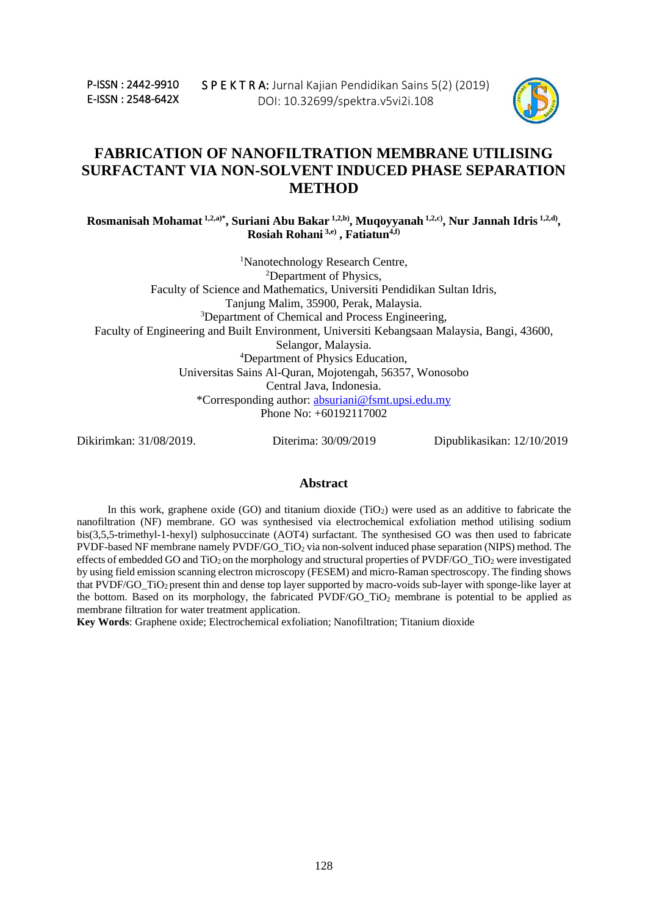# FABRICATION OF NANOFILTRATION MEMBRANE UTILISING SURFACTANT VIA NON-SOLVENT INDUCED PHASE SEPARATION METHOD

**Rosmanisah Mohamat [1,2,a)*], Suriani Abu Bakar [1,2,b)], Muqoyyanah [1,2,c)], Nur Jannah Idris [1,2,d)], Rosiah Rohani [3,e)], Fatiatun[4,f)]**

[1]Nanotechnology Research Centre,
[2]Department of Physics,
Faculty of Science and Mathematics, Universiti Pendidikan Sultan Idris,
Tanjung Malim, 35900, Perak, Malaysia.
[3]Department of Chemical and Process Engineering,
Faculty of Engineering and Built Environment, Universiti Kebangsaan Malaysia, Bangi, 43600,
Selangor, Malaysia.
[4]Department of Physics Education,
Universitas Sains Al-Quran, Mojotengah, 56357, Wonosobo
Central Java, Indonesia.
*Corresponding author: absuriani@fsmt.upsi.edu.my
Phone No: +60192117002

Dikirimkan: 31/08/2019. Diterima: 30/09/2019 Dipublikasikan: 12/10/2019

## Abstract

In this work, graphene oxide (GO) and titanium dioxide ($TiO_2$) were used as an additive to fabricate the nanofiltration (NF) membrane. GO was synthesised via electrochemical exfoliation method utilising sodium bis(3,5,5-trimethyl-1-hexyl) sulphosuccinate (AOT4) surfactant. The synthesised GO was then used to fabricate PVDF-based NF membrane namely PVDF/GO_$TiO_2$ via non-solvent induced phase separation (NIPS) method. The effects of embedded GO and $TiO_2$ on the morphology and structural properties of PVDF/GO_$TiO_2$ were investigated by using field emission scanning electron microscopy (FESEM) and micro-Raman spectroscopy. The finding shows that PVDF/GO_$TiO_2$ present thin and dense top layer supported by macro-voids sub-layer with sponge-like layer at the bottom. Based on its morphology, the fabricated PVDF/GO_$TiO_2$ membrane is potential to be applied as membrane filtration for water treatment application.

**Key Words**: Graphene oxide; Electrochemical exfoliation; Nanofiltration; Titanium dioxide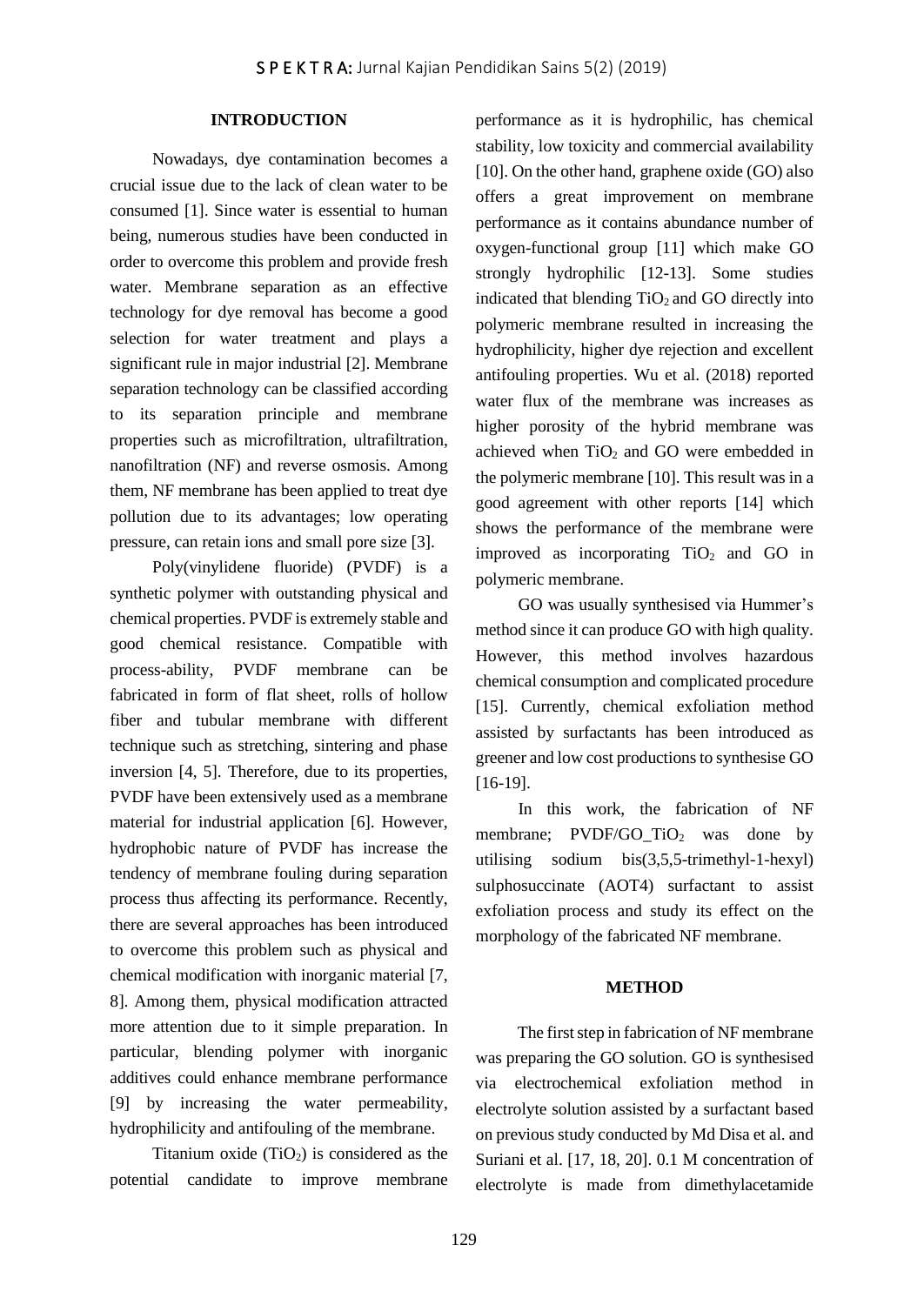## INTRODUCTION

Nowadays, dye contamination becomes a crucial issue due to the lack of clean water to be consumed [1]. Since water is essential to human being, numerous studies have been conducted in order to overcome this problem and provide fresh water. Membrane separation as an effective technology for dye removal has become a good selection for water treatment and plays a significant rule in major industrial [2]. Membrane separation technology can be classified according to its separation principle and membrane properties such as microfiltration, ultrafiltration, nanofiltration (NF) and reverse osmosis. Among them, NF membrane has been applied to treat dye pollution due to its advantages; low operating pressure, can retain ions and small pore size [3].

Poly(vinylidene fluoride) (PVDF) is a synthetic polymer with outstanding physical and chemical properties. PVDF is extremely stable and good chemical resistance. Compatible with process-ability, PVDF membrane can be fabricated in form of flat sheet, rolls of hollow fiber and tubular membrane with different technique such as stretching, sintering and phase inversion [4, 5]. Therefore, due to its properties, PVDF have been extensively used as a membrane material for industrial application [6]. However, hydrophobic nature of PVDF has increase the tendency of membrane fouling during separation process thus affecting its performance. Recently, there are several approaches has been introduced to overcome this problem such as physical and chemical modification with inorganic material [7, 8]. Among them, physical modification attracted more attention due to it simple preparation. In particular, blending polymer with inorganic additives could enhance membrane performance [9] by increasing the water permeability, hydrophilicity and antifouling of the membrane.

Titanium oxide ($TiO_2$) is considered as the potential candidate to improve membrane performance as it is hydrophilic, has chemical stability, low toxicity and commercial availability [10]. On the other hand, graphene oxide (GO) also offers a great improvement on membrane performance as it contains abundance number of oxygen-functional group [11] which make GO strongly hydrophilic [12-13]. Some studies indicated that blending $TiO_2$ and GO directly into polymeric membrane resulted in increasing the hydrophilicity, higher dye rejection and excellent antifouling properties. Wu et al. (2018) reported water flux of the membrane was increases as higher porosity of the hybrid membrane was achieved when $TiO_2$ and GO were embedded in the polymeric membrane [10]. This result was in a good agreement with other reports [14] which shows the performance of the membrane were improved as incorporating $TiO_2$ and GO in polymeric membrane.

GO was usually synthesised via Hummer's method since it can produce GO with high quality. However, this method involves hazardous chemical consumption and complicated procedure [15]. Currently, chemical exfoliation method assisted by surfactants has been introduced as greener and low cost productions to synthesise GO [16-19].

In this work, the fabrication of NF membrane; PVDF/GO_$TiO_2$ was done by utilising sodium bis(3,5,5-trimethyl-1-hexyl) sulphosuccinate (AOT4) surfactant to assist exfoliation process and study its effect on the morphology of the fabricated NF membrane.

## METHOD

The first step in fabrication of NF membrane was preparing the GO solution. GO is synthesised via electrochemical exfoliation method in electrolyte solution assisted by a surfactant based on previous study conducted by Md Disa et al. and Suriani et al. [17, 18, 20]. 0.1 M concentration of electrolyte is made from dimethylacetamide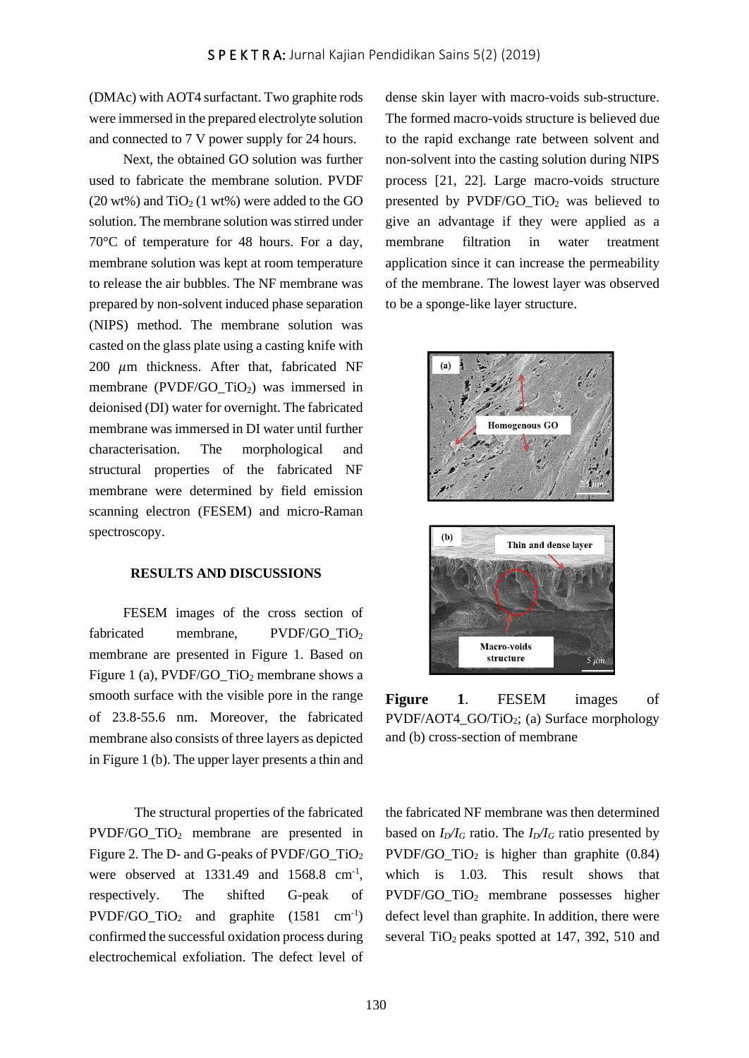(DMAc) with AOT4 surfactant. Two graphite rods were immersed in the prepared electrolyte solution and connected to 7 V power supply for 24 hours.

Next, the obtained GO solution was further used to fabricate the membrane solution. PVDF (20 wt%) and $TiO_2$ (1 wt%) were added to the GO solution. The membrane solution was stirred under 70°C of temperature for 48 hours. For a day, membrane solution was kept at room temperature to release the air bubbles. The NF membrane was prepared by non-solvent induced phase separation (NIPS) method. The membrane solution was casted on the glass plate using a casting knife with 200 $\mu$m thickness. After that, fabricated NF membrane (PVDF/GO_$TiO_2$) was immersed in deionised (DI) water for overnight. The fabricated membrane was immersed in DI water until further characterisation. The morphological and structural properties of the fabricated NF membrane were determined by field emission scanning electron (FESEM) and micro-Raman spectroscopy.

## RESULTS AND DISCUSSIONS

FESEM images of the cross section of fabricated membrane, PVDF/GO_$TiO_2$ membrane are presented in Figure 1. Based on Figure 1 (a), PVDF/GO_$TiO_2$ membrane shows a smooth surface with the visible pore in the range of 23.8-55.6 nm. Moreover, the fabricated membrane also consists of three layers as depicted in Figure 1 (b). The upper layer presents a thin and dense skin layer with macro-voids sub-structure. The formed macro-voids structure is believed due to the rapid exchange rate between solvent and non-solvent into the casting solution during NIPS process [21, 22]. Large macro-voids structure presented by PVDF/GO_$TiO_2$ was believed to give an advantage if they were applied as a membrane filtration in water treatment application since it can increase the permeability of the membrane. The lowest layer was observed to be a sponge-like layer structure.

**Figure 1**. FESEM images of PVDF/AOT4_GO/$TiO_2$; (a) Surface morphology and (b) cross-section of membrane

The structural properties of the fabricated PVDF/GO_$TiO_2$ membrane are presented in Figure 2. The D- and G-peaks of PVDF/GO_$TiO_2$ were observed at 1331.49 and 1568.8 $cm^{-1}$, respectively. The shifted G-peak of PVDF/GO_$TiO_2$ and graphite (1581 $cm^{-1}$) confirmed the successful oxidation process during electrochemical exfoliation. The defect level of the fabricated NF membrane was then determined based on $I_D/I_G$ ratio. The $I_D/I_G$ ratio presented by PVDF/GO_$TiO_2$ is higher than graphite (0.84) which is 1.03. This result shows that PVDF/GO_$TiO_2$ membrane possesses higher defect level than graphite. In addition, there were several $TiO_2$ peaks spotted at 147, 392, 510 and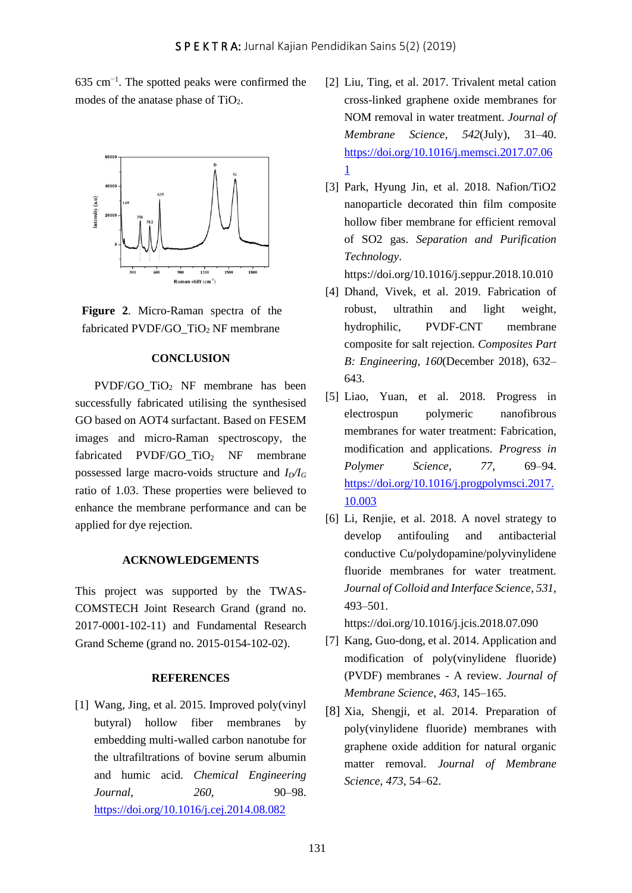635 $cm^{-1}$. The spotted peaks were confirmed the modes of the anatase phase of $TiO_2$.

**Figure 2**. Micro-Raman spectra of the fabricated PVDF/GO_$TiO_2$ NF membrane

## CONCLUSION

PVDF/GO_$TiO_2$ NF membrane has been successfully fabricated utilising the synthesised GO based on AOT4 surfactant. Based on FESEM images and micro-Raman spectroscopy, the fabricated PVDF/GO_$TiO_2$ NF membrane possessed large macro-voids structure and $I_D/I_G$ ratio of 1.03. These properties were believed to enhance the membrane performance and can be applied for dye rejection.

## ACKNOWLEDGEMENTS

This project was supported by the TWAS-COMSTECH Joint Research Grand (grand no. 2017-0001-102-11) and Fundamental Research Grand Scheme (grand no. 2015-0154-102-02).

## REFERENCES

[1] Wang, Jing, et al. 2015. Improved poly(vinyl butyral) hollow fiber membranes by embedding multi-walled carbon nanotube for the ultrafiltrations of bovine serum albumin and humic acid. *Chemical Engineering Journal*, *260*, 90–98. https://doi.org/10.1016/j.cej.2014.08.082

[2] Liu, Ting, et al. 2017. Trivalent metal cation cross-linked graphene oxide membranes for NOM removal in water treatment. *Journal of Membrane Science*, *542*(July), 31–40. https://doi.org/10.1016/j.memsci.2017.07.061

[3] Park, Hyung Jin, et al. 2018. Nafion/TiO2 nanoparticle decorated thin film composite hollow fiber membrane for efficient removal of SO2 gas. *Separation and Purification Technology*. https://doi.org/10.1016/j.seppur.2018.10.010

[4] Dhand, Vivek, et al. 2019. Fabrication of robust, ultrathin and light weight, hydrophilic, PVDF-CNT membrane composite for salt rejection. *Composites Part B: Engineering*, *160*(December 2018), 632–643.

[5] Liao, Yuan, et al. 2018. Progress in electrospun polymeric nanofibrous membranes for water treatment: Fabrication, modification and applications. *Progress in Polymer Science*, *77*, 69–94. https://doi.org/10.1016/j.progpolymsci.2017.10.003

[6] Li, Renjie, et al. 2018. A novel strategy to develop antifouling and antibacterial conductive Cu/polydopamine/polyvinylidene fluoride membranes for water treatment. *Journal of Colloid and Interface Science*, *531*, 493–501. https://doi.org/10.1016/j.jcis.2018.07.090

[7] Kang, Guo-dong, et al. 2014. Application and modification of poly(vinylidene fluoride) (PVDF) membranes - A review. *Journal of Membrane Science*, *463*, 145–165.

[8] Xia, Shengji, et al. 2014. Preparation of poly(vinylidene fluoride) membranes with graphene oxide addition for natural organic matter removal. *Journal of Membrane Science*, *473*, 54–62.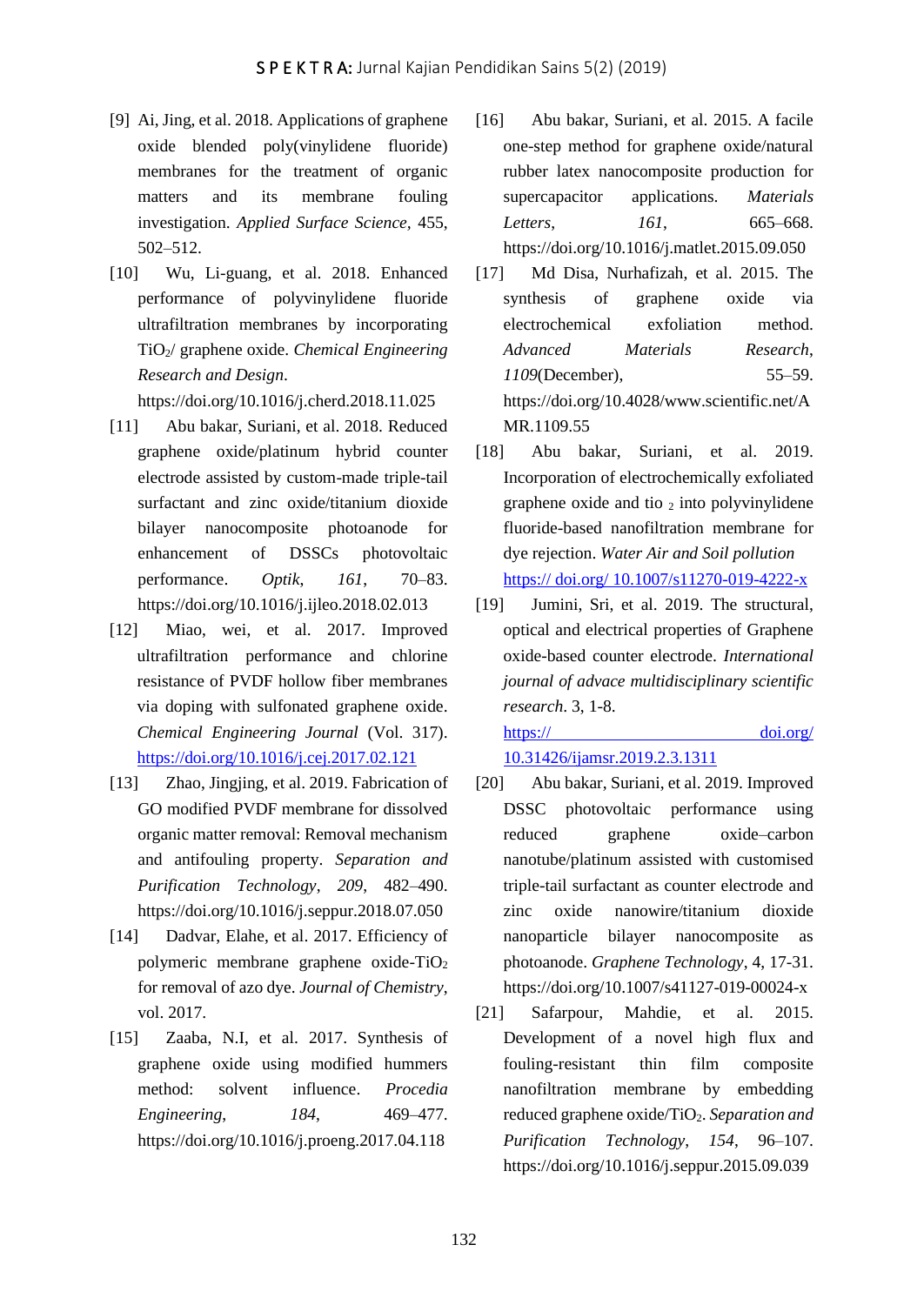[9] Ai, Jing, et al. 2018. Applications of graphene oxide blended poly(vinylidene fluoride) membranes for the treatment of organic matters and its membrane fouling investigation. *Applied Surface Science*, 455, 502–512.

[10] Wu, Li-guang, et al. 2018. Enhanced performance of polyvinylidene fluoride ultrafiltration membranes by incorporating $TiO_2$/ graphene oxide. *Chemical Engineering Research and Design*. https://doi.org/10.1016/j.cherd.2018.11.025

[11] Abu bakar, Suriani, et al. 2018. Reduced graphene oxide/platinum hybrid counter electrode assisted by custom-made triple-tail surfactant and zinc oxide/titanium dioxide bilayer nanocomposite photoanode for enhancement of DSSCs photovoltaic performance. *Optik*, *161*, 70–83. https://doi.org/10.1016/j.ijleo.2018.02.013

[12] Miao, wei, et al. 2017. Improved ultrafiltration performance and chlorine resistance of PVDF hollow fiber membranes via doping with sulfonated graphene oxide. *Chemical Engineering Journal* (Vol. 317). https://doi.org/10.1016/j.cej.2017.02.121

[13] Zhao, Jingjing, et al. 2019. Fabrication of GO modified PVDF membrane for dissolved organic matter removal: Removal mechanism and antifouling property. *Separation and Purification Technology*, *209*, 482–490. https://doi.org/10.1016/j.seppur.2018.07.050

[14] Dadvar, Elahe, et al. 2017. Efficiency of polymeric membrane graphene oxide-$TiO_2$ for removal of azo dye. *Journal of Chemistry*, vol. 2017.

[15] Zaaba, N.I, et al. 2017. Synthesis of graphene oxide using modified hummers method: solvent influence. *Procedia Engineering*, *184*, 469–477. https://doi.org/10.1016/j.proeng.2017.04.118

[16] Abu bakar, Suriani, et al. 2015. A facile one-step method for graphene oxide/natural rubber latex nanocomposite production for supercapacitor applications. *Materials Letters*, *161*, 665–668. https://doi.org/10.1016/j.matlet.2015.09.050

[17] Md Disa, Nurhafizah, et al. 2015. The synthesis of graphene oxide via electrochemical exfoliation method. *Advanced Materials Research*, *1109*(December), 55–59. https://doi.org/10.4028/www.scientific.net/AMR.1109.55

[18] Abu bakar, Suriani, et al. 2019. Incorporation of electrochemically exfoliated graphene oxide and tio $_2$ into polyvinylidene fluoride-based nanofiltration membrane for dye rejection. *Water Air and Soil pollution* https:// doi.org/ 10.1007/s11270-019-4222-x

[19] Jumini, Sri, et al. 2019. The structural, optical and electrical properties of Graphene oxide-based counter electrode. *International journal of advace multidisciplinary scientific research*. 3, 1-8. https:// doi.org/ 10.31426/ijamsr.2019.2.3.1311

[20] Abu bakar, Suriani, et al. 2019. Improved DSSC photovoltaic performance using reduced graphene oxide–carbon nanotube/platinum assisted with customised triple-tail surfactant as counter electrode and zinc oxide nanowire/titanium dioxide nanoparticle bilayer nanocomposite as photoanode. *Graphene Technology*, 4, 17-31. https://doi.org/10.1007/s41127-019-00024-x

[21] Safarpour, Mahdie, et al. 2015. Development of a novel high flux and fouling-resistant thin film composite nanofiltration membrane by embedding reduced graphene oxide/$TiO_2$. *Separation and Purification Technology*, *154*, 96–107. https://doi.org/10.1016/j.seppur.2015.09.039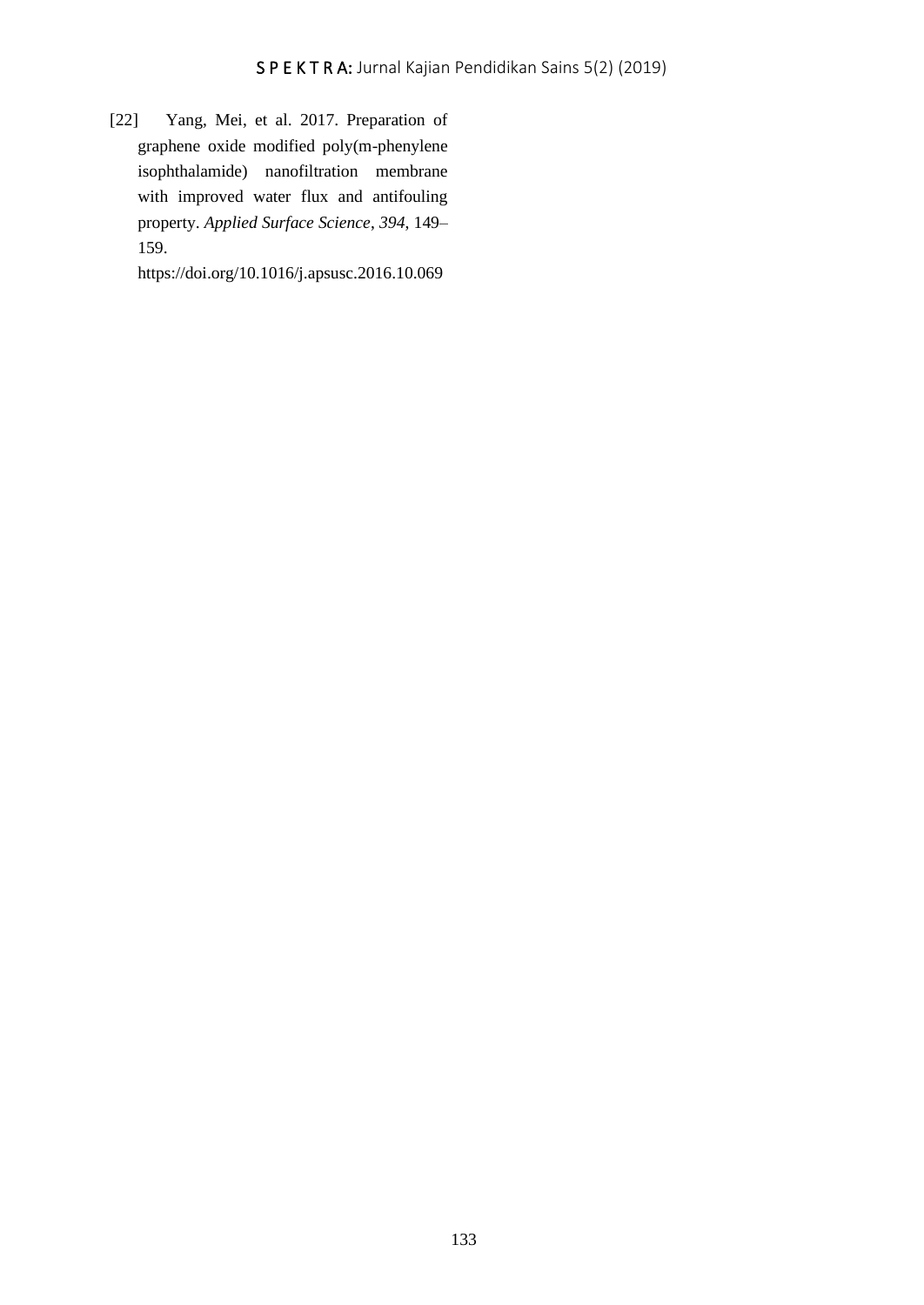[22] Yang, Mei, et al. 2017. Preparation of graphene oxide modified poly(m-phenylene isophthalamide) nanofiltration membrane with improved water flux and antifouling property. *Applied Surface Science*, *394*, 149–159. https://doi.org/10.1016/j.apsusc.2016.10.069